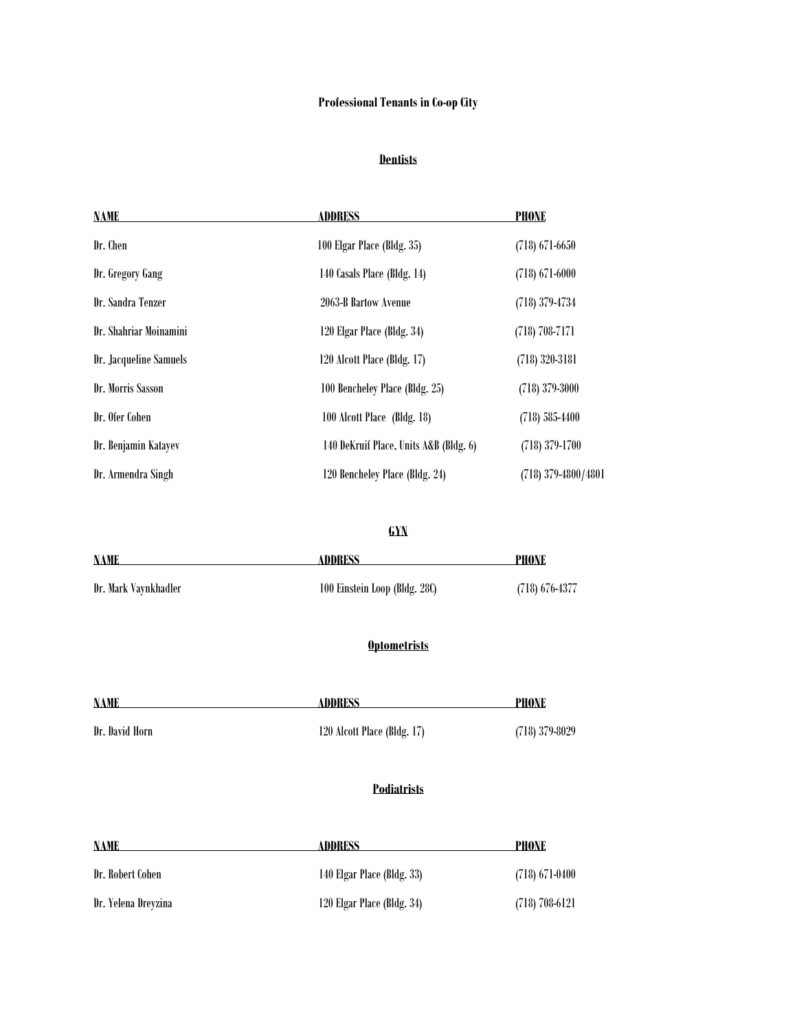# Professional Tenants in Co-op City

## Dentists

| NAME | ADDRESS | PHONE |
|---|---|---|
| Dr. Chen | 100 Elgar Place (Bldg. 35) | (718) 671-6650 |
| Dr. Gregory Gang | 140 Casals Place (Bldg. 14) | (718) 671-6000 |
| Dr. Sandra Tenzer | 2063-B Bartow Avenue | (718) 379-4734 |
| Dr. Shahriar Moinamini | 120 Elgar Place (Bldg. 34) | (718) 708-7171 |
| Dr. Jacqueline Samuels | 120 Alcott Place (Bldg. 17) | (718) 320-3181 |
| Dr. Morris Sasson | 100 Bencheley Place (Bldg. 25) | (718) 379-3000 |
| Dr. Ofer Cohen | 100 Alcott Place (Bldg. 18) | (718) 585-4400 |
| Dr. Benjamin Katayev | 140 DeKruif Place, Units A&B (Bldg. 6) | (718) 379-1700 |
| Dr. Armendra Singh | 120 Bencheley Place (Bldg. 24) | (718) 379-4800/4801 |

## GYN

| NAME | ADDRESS | PHONE |
|---|---|---|
| Dr. Mark Vaynkhadler | 100 Einstein Loop (Bldg. 28C) | (718) 676-4377 |

## Optometrists

| NAME | ADDRESS | PHONE |
|---|---|---|
| Dr. David Horn | 120 Alcott Place (Bldg. 17) | (718) 379-8029 |

## Podiatrists

| NAME | ADDRESS | PHONE |
|---|---|---|
| Dr. Robert Cohen | 140 Elgar Place (Bldg. 33) | (718) 671-0400 |
| Dr. Yelena Dreyzina | 120 Elgar Place (Bldg. 34) | (718) 708-6121 |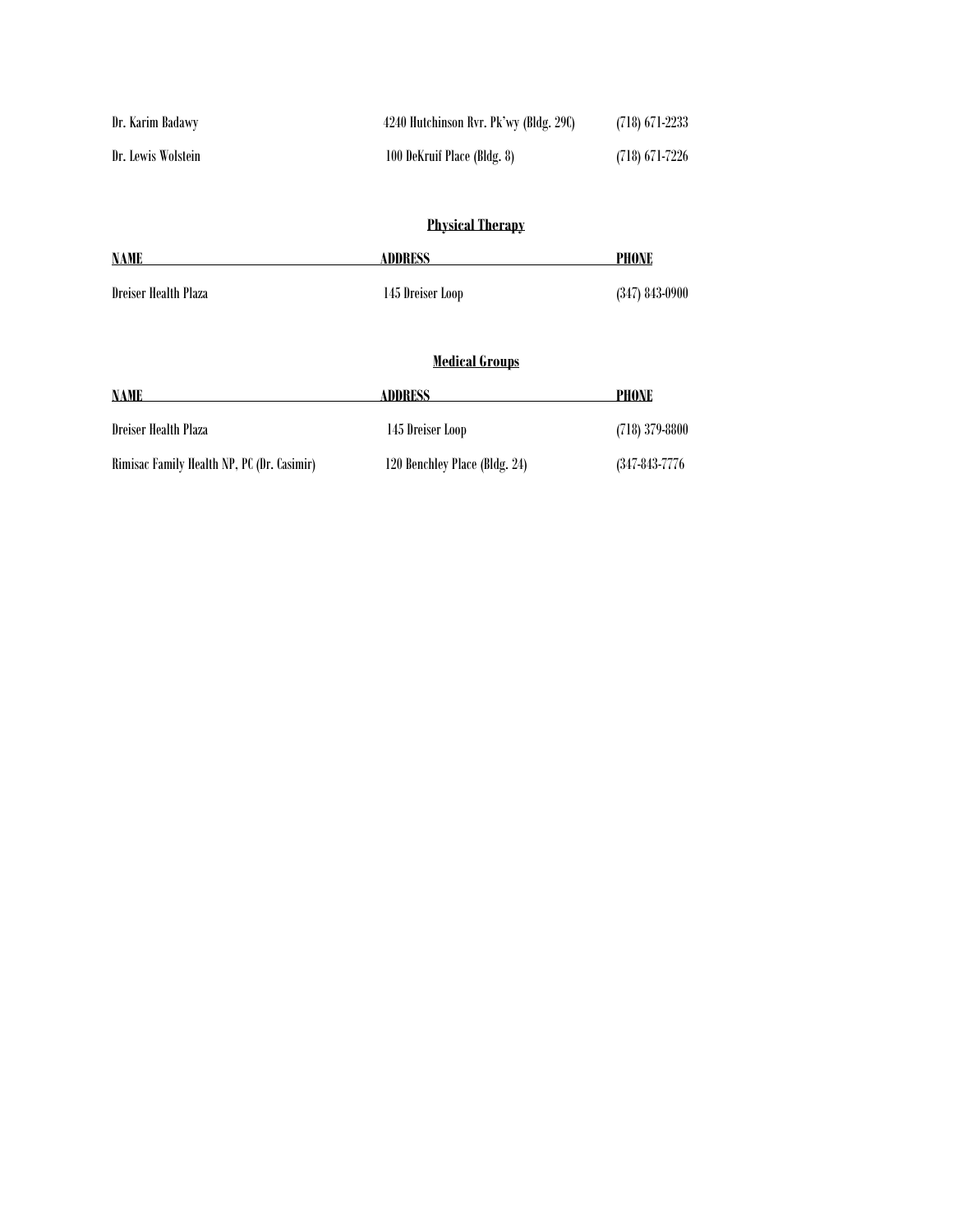| | | |
|---|---|---|
| Dr. Karim Badawy | 4240 Hutchinson Rvr. Pk'wy (Bldg. 29C) | (718) 671-2233 |
| Dr. Lewis Wolstein | 100 DeKruif Place (Bldg. 8) | (718) 671-7226 |

## Physical Therapy

| NAME | ADDRESS | PHONE |
|---|---|---|
| Dreiser Health Plaza | 145 Dreiser Loop | (347) 843-0900 |

## Medical Groups

| NAME | ADDRESS | PHONE |
|---|---|---|
| Dreiser Health Plaza | 145 Dreiser Loop | (718) 379-8800 |
| Rimisac Family Health NP, PC (Dr. Casimir) | 120 Benchley Place (Bldg. 24) | (347-843-7776 |